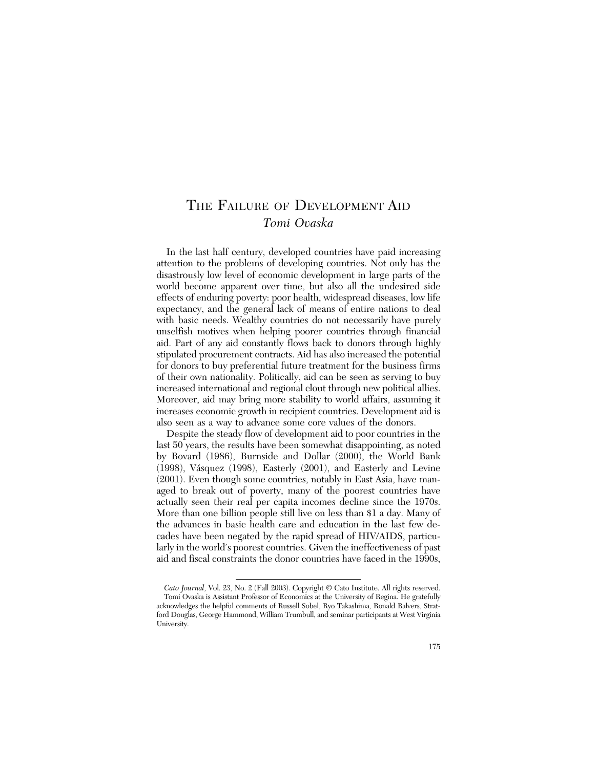# The Failure of Development Aid

*Tomi Ovaska*

In the last half century, developed countries have paid increasing attention to the problems of developing countries. Not only has the disastrously low level of economic development in large parts of the world become apparent over time, but also all the undesired side effects of enduring poverty: poor health, widespread diseases, low life expectancy, and the general lack of means of entire nations to deal with basic needs. Wealthy countries do not necessarily have purely unselfish motives when helping poorer countries through financial aid. Part of any aid constantly flows back to donors through highly stipulated procurement contracts. Aid has also increased the potential for donors to buy preferential future treatment for the business firms of their own nationality. Politically, aid can be seen as serving to buy increased international and regional clout through new political allies. Moreover, aid may bring more stability to world affairs, assuming it increases economic growth in recipient countries. Development aid is also seen as a way to advance some core values of the donors.

Despite the steady flow of development aid to poor countries in the last 50 years, the results have been somewhat disappointing, as noted by Bovard (1986), Burnside and Dollar (2000), the World Bank (1998), Vásquez (1998), Easterly (2001), and Easterly and Levine (2001). Even though some countries, notably in East Asia, have managed to break out of poverty, many of the poorest countries have actually seen their real per capita incomes decline since the 1970s. More than one billion people still live on less than $1 a day. Many of the advances in basic health care and education in the last few decades have been negated by the rapid spread of HIV/AIDS, particularly in the world's poorest countries. Given the ineffectiveness of past aid and fiscal constraints the donor countries have faced in the 1990s,

---

*Cato Journal*, Vol. 23, No. 2 (Fall 2003). Copyright © Cato Institute. All rights reserved.

Tomi Ovaska is Assistant Professor of Economics at the University of Regina. He gratefully acknowledges the helpful comments of Russell Sobel, Ryo Takashima, Ronald Balvers, Stratford Douglas, George Hammond, William Trumbull, and seminar participants at West Virginia University.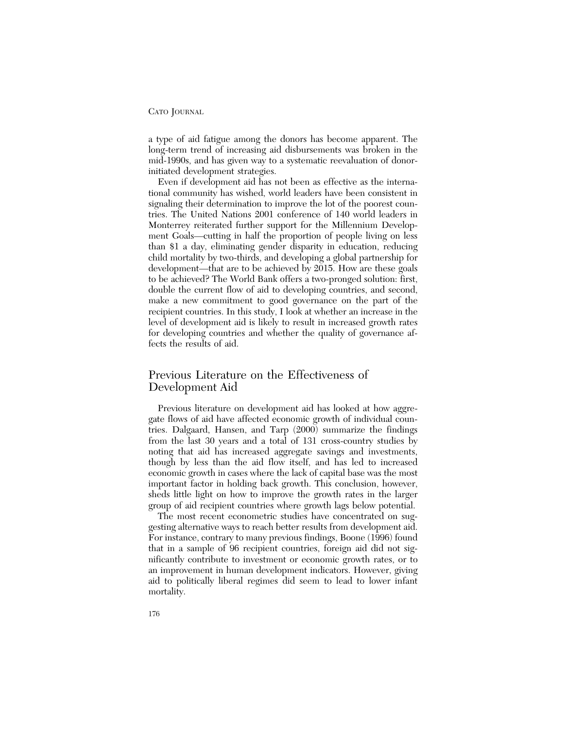a type of aid fatigue among the donors has become apparent. The long-term trend of increasing aid disbursements was broken in the mid-1990s, and has given way to a systematic reevaluation of donor-initiated development strategies.

Even if development aid has not been as effective as the international community has wished, world leaders have been consistent in signaling their determination to improve the lot of the poorest countries. The United Nations 2001 conference of 140 world leaders in Monterrey reiterated further support for the Millennium Development Goals—cutting in half the proportion of people living on less than $1 a day, eliminating gender disparity in education, reducing child mortality by two-thirds, and developing a global partnership for development—that are to be achieved by 2015. How are these goals to be achieved? The World Bank offers a two-pronged solution: first, double the current flow of aid to developing countries, and second, make a new commitment to good governance on the part of the recipient countries. In this study, I look at whether an increase in the level of development aid is likely to result in increased growth rates for developing countries and whether the quality of governance affects the results of aid.

## Previous Literature on the Effectiveness of Development Aid

Previous literature on development aid has looked at how aggregate flows of aid have affected economic growth of individual countries. Dalgaard, Hansen, and Tarp (2000) summarize the findings from the last 30 years and a total of 131 cross-country studies by noting that aid has increased aggregate savings and investments, though by less than the aid flow itself, and has led to increased economic growth in cases where the lack of capital base was the most important factor in holding back growth. This conclusion, however, sheds little light on how to improve the growth rates in the larger group of aid recipient countries where growth lags below potential.

The most recent econometric studies have concentrated on suggesting alternative ways to reach better results from development aid. For instance, contrary to many previous findings, Boone (1996) found that in a sample of 96 recipient countries, foreign aid did not significantly contribute to investment or economic growth rates, or to an improvement in human development indicators. However, giving aid to politically liberal regimes did seem to lead to lower infant mortality.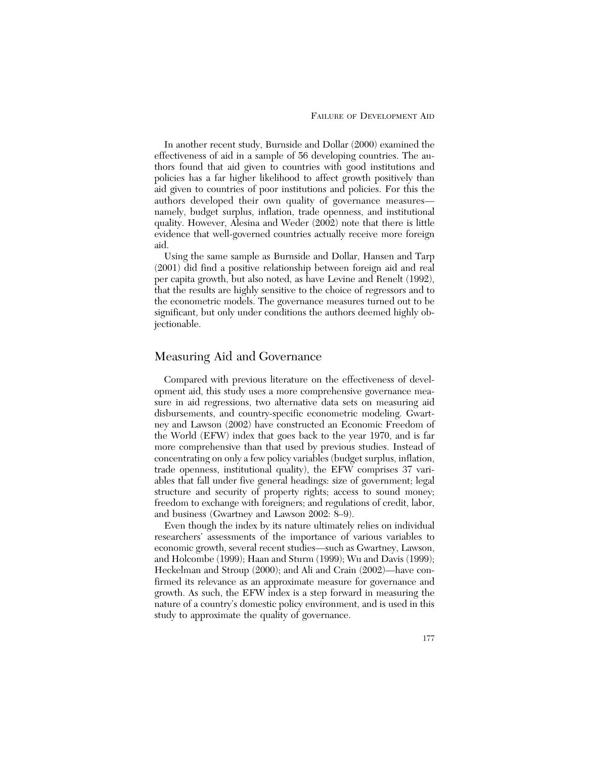In another recent study, Burnside and Dollar (2000) examined the effectiveness of aid in a sample of 56 developing countries. The authors found that aid given to countries with good institutions and policies has a far higher likelihood to affect growth positively than aid given to countries of poor institutions and policies. For this the authors developed their own quality of governance measures—namely, budget surplus, inflation, trade openness, and institutional quality. However, Alesina and Weder (2002) note that there is little evidence that well-governed countries actually receive more foreign aid.

Using the same sample as Burnside and Dollar, Hansen and Tarp (2001) did find a positive relationship between foreign aid and real per capita growth, but also noted, as have Levine and Renelt (1992), that the results are highly sensitive to the choice of regressors and to the econometric models. The governance measures turned out to be significant, but only under conditions the authors deemed highly objectionable.

## Measuring Aid and Governance

Compared with previous literature on the effectiveness of development aid, this study uses a more comprehensive governance measure in aid regressions, two alternative data sets on measuring aid disbursements, and country-specific econometric modeling. Gwartney and Lawson (2002) have constructed an Economic Freedom of the World (EFW) index that goes back to the year 1970, and is far more comprehensive than that used by previous studies. Instead of concentrating on only a few policy variables (budget surplus, inflation, trade openness, institutional quality), the EFW comprises 37 variables that fall under five general headings: size of government; legal structure and security of property rights; access to sound money; freedom to exchange with foreigners; and regulations of credit, labor, and business (Gwartney and Lawson 2002: 8–9).

Even though the index by its nature ultimately relies on individual researchers' assessments of the importance of various variables to economic growth, several recent studies—such as Gwartney, Lawson, and Holcombe (1999); Haan and Sturm (1999); Wu and Davis (1999); Heckelman and Stroup (2000); and Ali and Crain (2002)—have confirmed its relevance as an approximate measure for governance and growth. As such, the EFW index is a step forward in measuring the nature of a country's domestic policy environment, and is used in this study to approximate the quality of governance.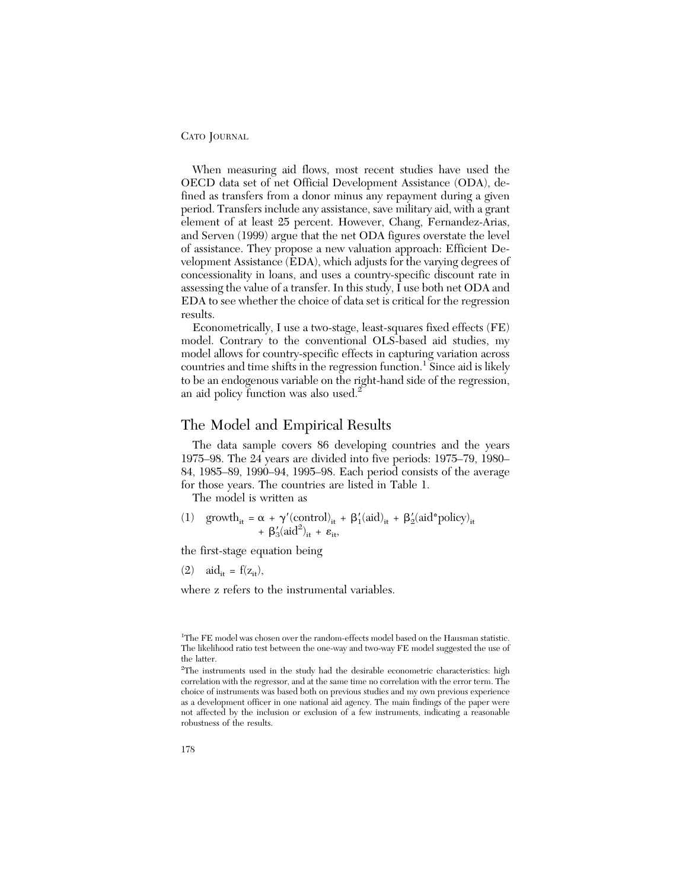When measuring aid flows, most recent studies have used the OECD data set of net Official Development Assistance (ODA), defined as transfers from a donor minus any repayment during a given period. Transfers include any assistance, save military aid, with a grant element of at least 25 percent. However, Chang, Fernandez-Arias, and Serven (1999) argue that the net ODA figures overstate the level of assistance. They propose a new valuation approach: Efficient Development Assistance (EDA), which adjusts for the varying degrees of concessionality in loans, and uses a country-specific discount rate in assessing the value of a transfer. In this study, I use both net ODA and EDA to see whether the choice of data set is critical for the regression results.

Econometrically, I use a two-stage, least-squares fixed effects (FE) model. Contrary to the conventional OLS-based aid studies, my model allows for country-specific effects in capturing variation across countries and time shifts in the regression function.[1] Since aid is likely to be an endogenous variable on the right-hand side of the regression, an aid policy function was also used.[2]

## The Model and Empirical Results

The data sample covers 86 developing countries and the years 1975–98. The 24 years are divided into five periods: 1975–79, 1980–84, 1985–89, 1990–94, 1995–98. Each period consists of the average for those years. The countries are listed in Table 1.

The model is written as

$$(1) \quad \text{growth}_{it} = \alpha + \gamma'(\text{control})_{it} + \beta_1'(\text{aid})_{it} + \beta_2'(\text{aid*policy})_{it} + \beta_3'(\text{aid}^2)_{it} + \varepsilon_{it},$$

the first-stage equation being

$$(2) \quad \text{aid}_{it} = f(z_{it}),$$

where z refers to the instrumental variables.

---

[1]The FE model was chosen over the random-effects model based on the Hausman statistic. The likelihood ratio test between the one-way and two-way FE model suggested the use of the latter.

[2]The instruments used in the study had the desirable econometric characteristics: high correlation with the regressor, and at the same time no correlation with the error term. The choice of instruments was based both on previous studies and my own previous experience as a development officer in one national aid agency. The main findings of the paper were not affected by the inclusion or exclusion of a few instruments, indicating a reasonable robustness of the results.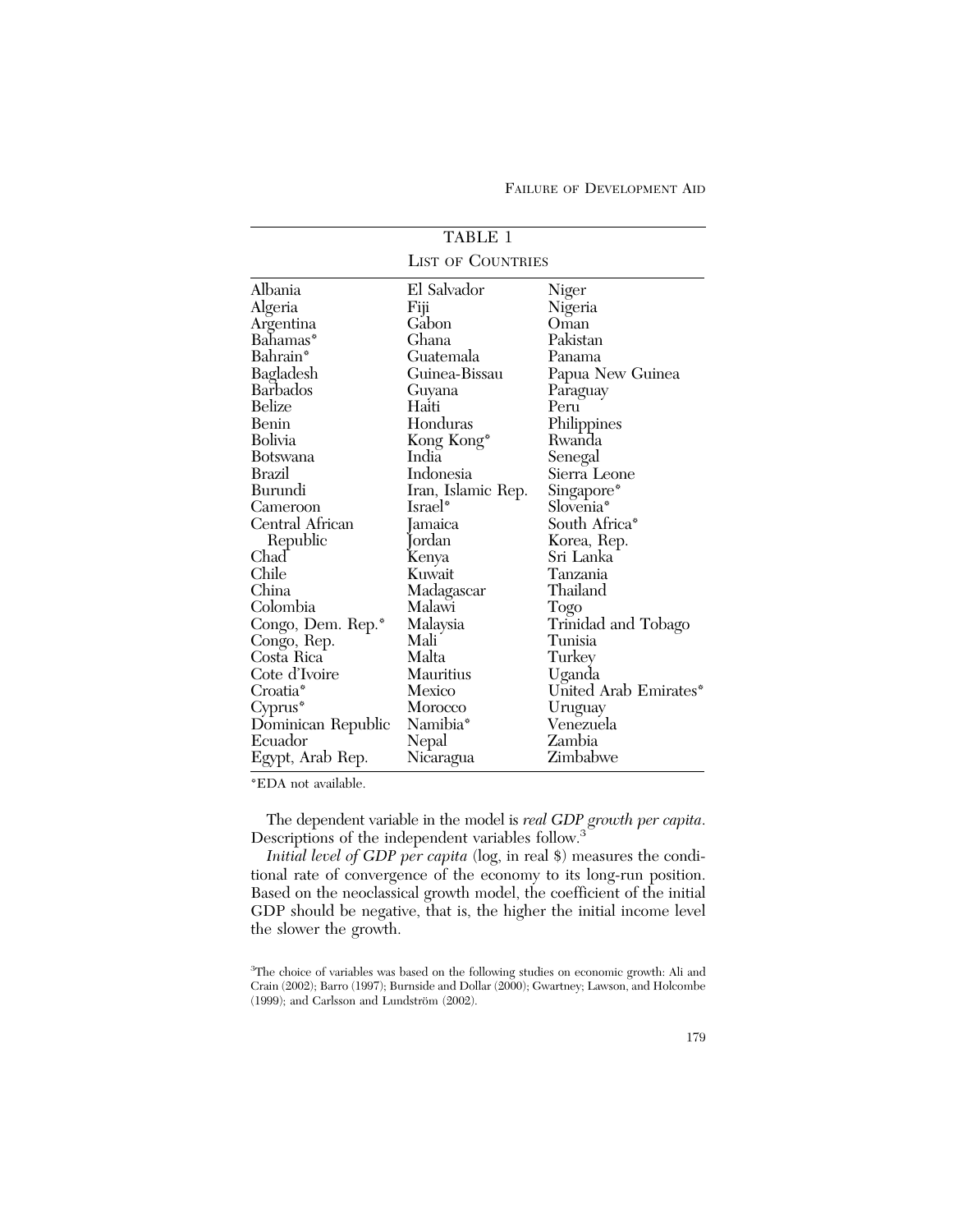TABLE 1

LIST OF COUNTRIES

| | | |
|---|---|---|
| Albania | El Salvador | Niger |
| Algeria | Fiji | Nigeria |
| Argentina | Gabon | Oman |
| Bahamas* | Ghana | Pakistan |
| Bahrain* | Guatemala | Panama |
| Bagladesh | Guinea-Bissau | Papua New Guinea |
| Barbados | Guyana | Paraguay |
| Belize | Haiti | Peru |
| Benin | Honduras | Philippines |
| Bolivia | Kong Kong* | Rwanda |
| Botswana | India | Senegal |
| Brazil | Indonesia | Sierra Leone |
| Burundi | Iran, Islamic Rep. | Singapore* |
| Cameroon | Israel* | Slovenia* |
| Central African Republic | Jamaica | South Africa* |
| | Jordan | Korea, Rep. |
| Chad | Kenya | Sri Lanka |
| Chile | Kuwait | Tanzania |
| China | Madagascar | Thailand |
| Colombia | Malawi | Togo |
| Congo, Dem. Rep.* | Malaysia | Trinidad and Tobago |
| Congo, Rep. | Mali | Tunisia |
| Costa Rica | Malta | Turkey |
| Cote d'Ivoire | Mauritius | Uganda |
| Croatia* | Mexico | United Arab Emirates* |
| Cyprus* | Morocco | Uruguay |
| Dominican Republic | Namibia* | Venezuela |
| Ecuador | Nepal | Zambia |
| Egypt, Arab Rep. | Nicaragua | Zimbabwe |

*EDA not available.

The dependent variable in the model is *real GDP growth per capita*. Descriptions of the independent variables follow.[3]

*Initial level of GDP per capita* (log, in real $) measures the conditional rate of convergence of the economy to its long-run position. Based on the neoclassical growth model, the coefficient of the initial GDP should be negative, that is, the higher the initial income level the slower the growth.

[3]The choice of variables was based on the following studies on economic growth: Ali and Crain (2002); Barro (1997); Burnside and Dollar (2000); Gwartney; Lawson, and Holcombe (1999); and Carlsson and Lundström (2002).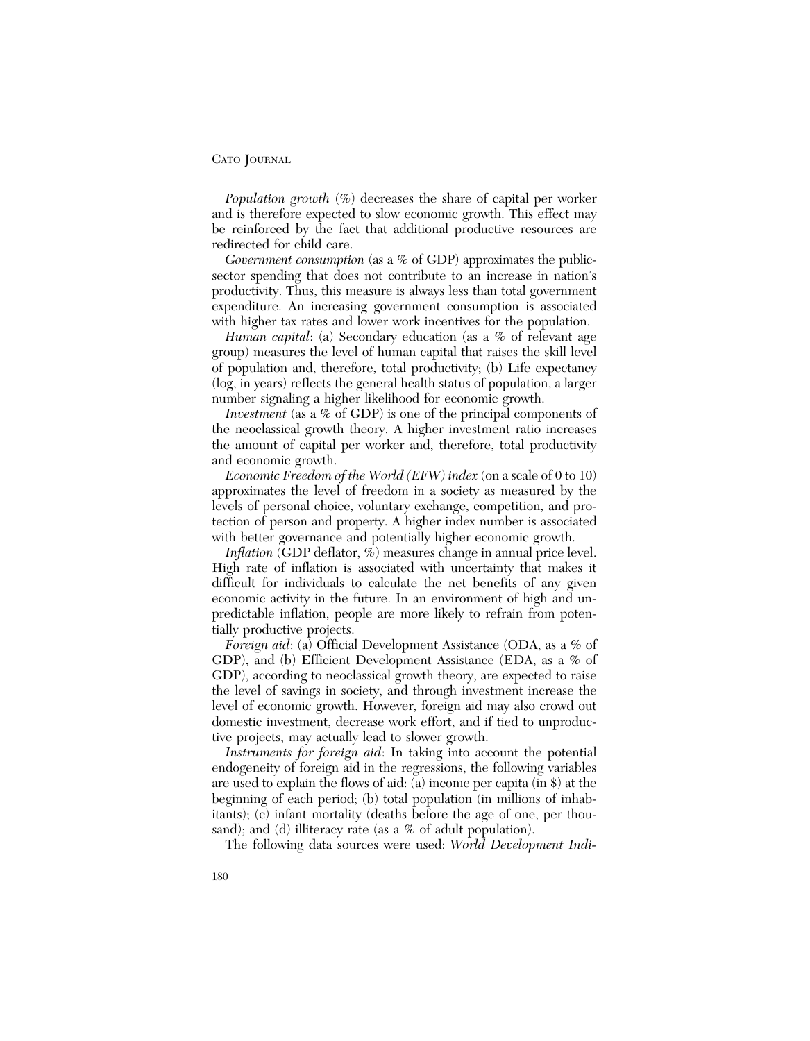*Population growth* (%) decreases the share of capital per worker and is therefore expected to slow economic growth. This effect may be reinforced by the fact that additional productive resources are redirected for child care.

*Government consumption* (as a % of GDP) approximates the public-sector spending that does not contribute to an increase in nation's productivity. Thus, this measure is always less than total government expenditure. An increasing government consumption is associated with higher tax rates and lower work incentives for the population.

*Human capital*: (a) Secondary education (as a % of relevant age group) measures the level of human capital that raises the skill level of population and, therefore, total productivity; (b) Life expectancy (log, in years) reflects the general health status of population, a larger number signaling a higher likelihood for economic growth.

*Investment* (as a % of GDP) is one of the principal components of the neoclassical growth theory. A higher investment ratio increases the amount of capital per worker and, therefore, total productivity and economic growth.

*Economic Freedom of the World (EFW) index* (on a scale of 0 to 10) approximates the level of freedom in a society as measured by the levels of personal choice, voluntary exchange, competition, and protection of person and property. A higher index number is associated with better governance and potentially higher economic growth.

*Inflation* (GDP deflator, %) measures change in annual price level. High rate of inflation is associated with uncertainty that makes it difficult for individuals to calculate the net benefits of any given economic activity in the future. In an environment of high and unpredictable inflation, people are more likely to refrain from potentially productive projects.

*Foreign aid*: (a) Official Development Assistance (ODA, as a % of GDP), and (b) Efficient Development Assistance (EDA, as a % of GDP), according to neoclassical growth theory, are expected to raise the level of savings in society, and through investment increase the level of economic growth. However, foreign aid may also crowd out domestic investment, decrease work effort, and if tied to unproductive projects, may actually lead to slower growth.

*Instruments for foreign aid*: In taking into account the potential endogeneity of foreign aid in the regressions, the following variables are used to explain the flows of aid: (a) income per capita (in $) at the beginning of each period; (b) total population (in millions of inhabitants); (c) infant mortality (deaths before the age of one, per thousand); and (d) illiteracy rate (as a % of adult population).

The following data sources were used: *World Development Indi-*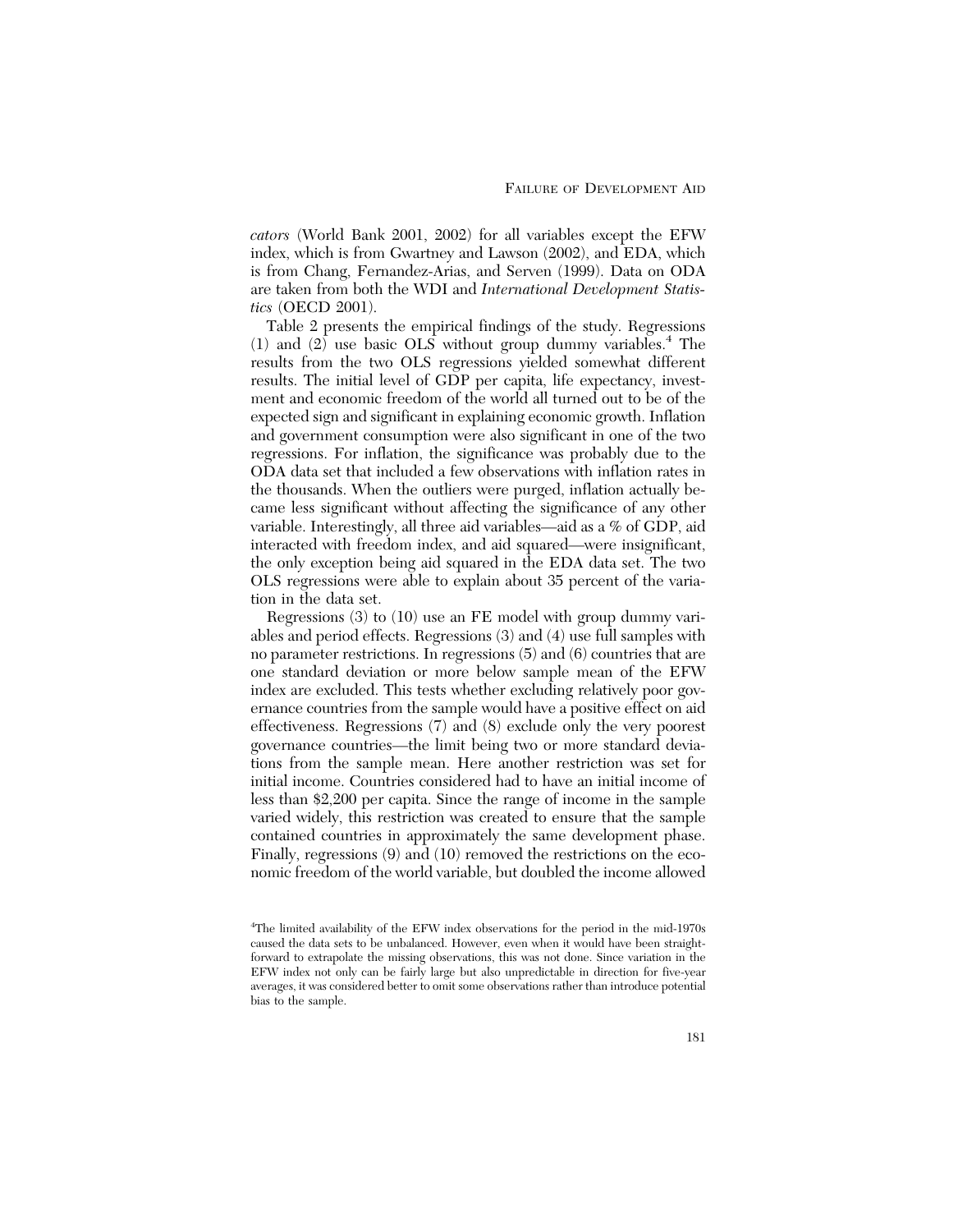*cators* (World Bank 2001, 2002) for all variables except the EFW index, which is from Gwartney and Lawson (2002), and EDA, which is from Chang, Fernandez-Arias, and Serven (1999). Data on ODA are taken from both the WDI and *International Development Statistics* (OECD 2001).

Table 2 presents the empirical findings of the study. Regressions (1) and (2) use basic OLS without group dummy variables.[4] The results from the two OLS regressions yielded somewhat different results. The initial level of GDP per capita, life expectancy, investment and economic freedom of the world all turned out to be of the expected sign and significant in explaining economic growth. Inflation and government consumption were also significant in one of the two regressions. For inflation, the significance was probably due to the ODA data set that included a few observations with inflation rates in the thousands. When the outliers were purged, inflation actually became less significant without affecting the significance of any other variable. Interestingly, all three aid variables—aid as a % of GDP, aid interacted with freedom index, and aid squared—were insignificant, the only exception being aid squared in the EDA data set. The two OLS regressions were able to explain about 35 percent of the variation in the data set.

Regressions (3) to (10) use an FE model with group dummy variables and period effects. Regressions (3) and (4) use full samples with no parameter restrictions. In regressions (5) and (6) countries that are one standard deviation or more below sample mean of the EFW index are excluded. This tests whether excluding relatively poor governance countries from the sample would have a positive effect on aid effectiveness. Regressions (7) and (8) exclude only the very poorest governance countries—the limit being two or more standard deviations from the sample mean. Here another restriction was set for initial income. Countries considered had to have an initial income of less than $2,200 per capita. Since the range of income in the sample varied widely, this restriction was created to ensure that the sample contained countries in approximately the same development phase. Finally, regressions (9) and (10) removed the restrictions on the economic freedom of the world variable, but doubled the income allowed

[4]The limited availability of the EFW index observations for the period in the mid-1970s caused the data sets to be unbalanced. However, even when it would have been straightforward to extrapolate the missing observations, this was not done. Since variation in the EFW index not only can be fairly large but also unpredictable in direction for five-year averages, it was considered better to omit some observations rather than introduce potential bias to the sample.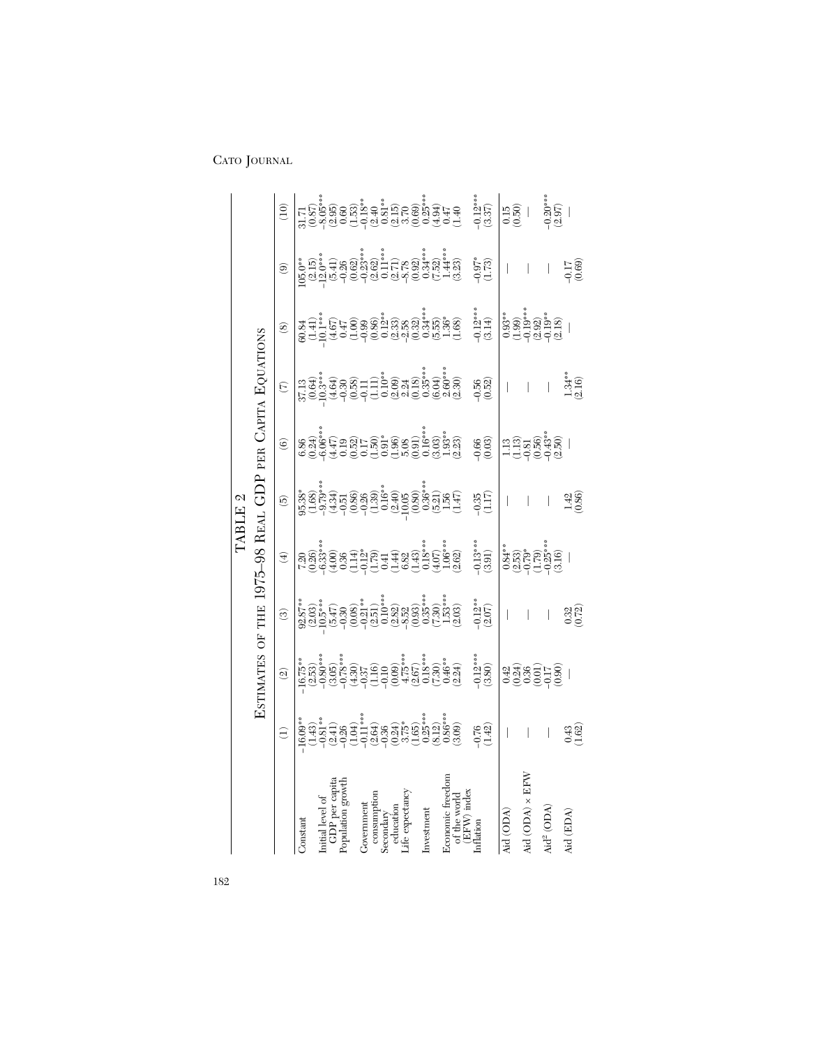# TABLE 2

## Estimates of the 1975–98 Real GDP per Capita Equations

| | (1) | (2) | (3) | (4) | (5) | (6) | (7) | (8) | (9) | (10) |
|---|---|---|---|---|---|---|---|---|---|---|
| Constant | −16.09** | −16.75** | 92.87** | 7.20 | 95.38* | 6.86 | 37.13 | 60.84 | 105.0** | 31.71 |
| | (1.43) | (2.53) | (2.03) | (0.26) | (1.68) | (0.24) | (0.64) | (1.41) | (2.15) | (0.87) |
| Initial level of GDP per capita | −0.81** | −0.80*** | −10.5*** | −6.33*** | −9.79*** | −6.06*** | −10.3*** | −10.1*** | −12.0*** | −8.05*** |
| | (2.41) | (3.05) | (5.47) | (4.00) | (4.34) | (4.47) | (4.64) | (4.67) | (5.41) | (2.95) |
| Population growth | −0.26 | −0.78*** | −0.30 | 0.36 | −0.51 | 0.19 | −0.30 | 0.47 | −0.26 | 0.60 |
| | (1.04) | (4.30) | (0.08) | (1.14) | (0.86) | (0.52) | (0.58) | (1.00) | (0.62) | (1.53) |
| Government consumption | −0.11*** | −0.37 | −0.21** | −0.12* | −0.26 | 0.17 | −0.11 | −0.99 | −0.23*** | −0.18** |
| | (2.64) | (1.16) | (2.51) | (1.79) | (1.39) | (1.50) | (1.11) | (0.86) | (2.62) | (2.40 |
| Secondary education | −0.36 | −0.10 | 0.10*** | 0.41 | 0.16** | 0.91* | 0.10** | 0.12** | 0.11*** | 0.81** |
| | (0.24) | (0.09) | (2.82) | (1.44) | (2.40) | (1.96) | (2.09) | (2.33) | (2.71) | (2.15) |
| Life expectancy | 3.75* | 4.75*** | −8.52 | 6.82 | −10.05 | 5.08 | 2.24 | −2.58 | −8.78 | 3.70 |
| | (1.65) | (2.67) | (0.93) | (1.43) | (0.80) | (0.91) | (0.18) | (0.32) | (0.92) | (0.69) |
| Investment | 0.25*** | 0.18*** | 0.35*** | 0.18*** | 0.36*** | 0.16*** | 0.35*** | 0.34*** | 0.34*** | 0.25*** |
| | (8.12) | (7.30) | (7.30) | (4.07) | (5.21) | (3.03) | (6.04) | (5.55) | (7.52) | (4.94) |
| Economic freedom of the world (EFW) index | 0.86*** | 0.46** | 1.53*** | 1.06*** | 1.56 | 1.93** | 2.60*** | 1.36* | 1.44*** | 0.47 |
| | (3.09) | (2.24) | (2.03) | (2.62) | (1.47) | (2.23) | (2.30) | (1.68) | (3.23) | (1.40 |
| Inflation | −0.76 | −0.12*** | −0.12** | −0.13*** | −0.35 | −0.66 | −0.56 | −0.12*** | −0.97* | −0.12*** |
| | (1.42) | (3.80) | (2.07) | (3.91) | (1.17) | (0.03) | (0.52) | (3.14) | (1.73) | (3.37) |
| Aid (ODA) | — | 0.42 | — | 0.84** | — | 1.13 | — | 0.93** | — | 0.15 |
| | | (0.24) | | (2.53) | | (1.13) | | (1.99) | | (0.50) |
| Aid (ODA) × EFW | — | 0.36 | — | −0.79* | — | −0.81 | — | −0.19*** | — | — |
| | | (0.01) | | (1.79) | | (0.56) | | (2.92) | | |
| Aid² (ODA) | — | −0.17 | — | −0.25*** | — | −0.43** | — | −0.19** | — | −0.20*** |
| | | (0.90) | | (3.16) | | (2.50) | | (2.18) | | (2.97) |
| Aid (EDA) | 0.43 | — | 0.32 | — | 1.42 | — | 1.34** | — | −0.17 | — |
| | (1.62) | | (0.72) | | (0.86) | | (2.16) | | (0.69) | |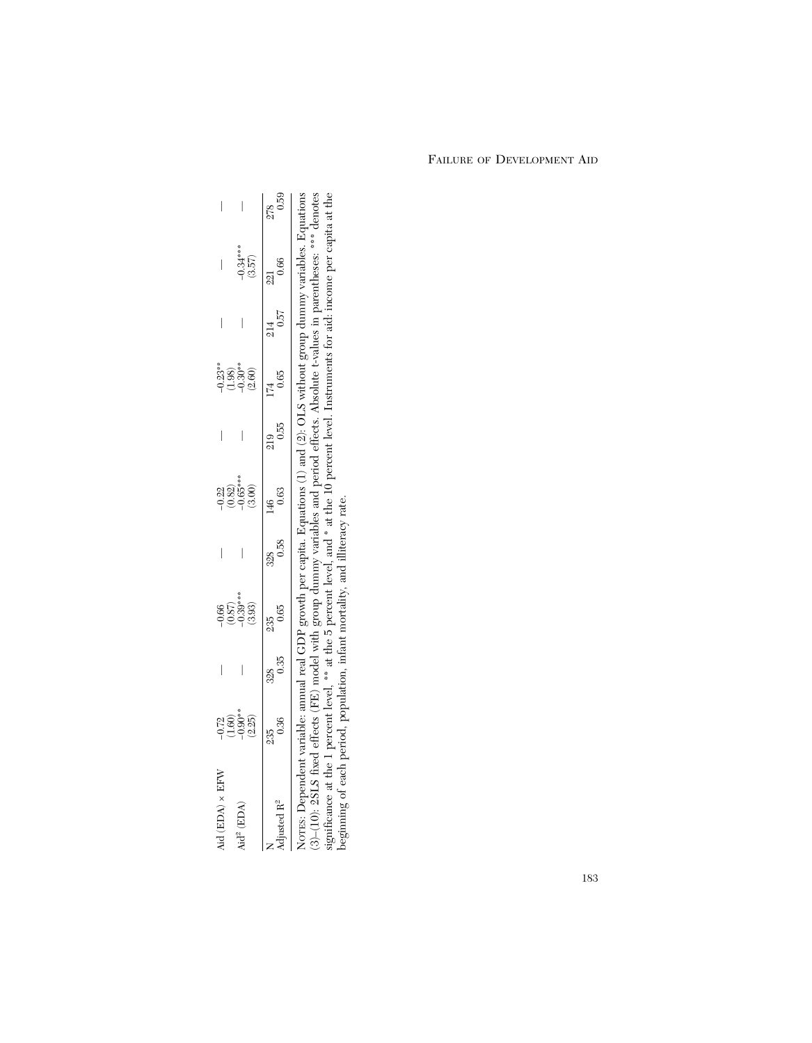| | (1) | (2) | (3) | (4) | (5) | (6) | (7) | (8) | (9) | (10) |
|---|---|---|---|---|---|---|---|---|---|---|
| Aid (EDA) × EFW | −0.72 | — | −0.66 | — | −0.22 | — | −0.23** | — | — | — |
| | (1.60) | | (0.87) | | (0.82) | | (1.98) | | | |
| $Aid^2$ (EDA) | −0.90** | — | −0.39*** | — | −0.65*** | — | −0.30** | — | −0.34*** | — |
| | (2.25) | | (3.93) | | (3.00) | | (2.60) | | (3.57) | |
| N | 235 | 328 | 235 | 328 | 146 | 219 | 174 | 214 | 221 | 278 |
| Adjusted $R^2$ | 0.36 | 0.35 | 0.65 | 0.58 | 0.63 | 0.55 | 0.65 | 0.57 | 0.66 | 0.59 |

NOTES: Dependent variable: annual real GDP growth per capita. Equations (1) and (2): OLS without group dummy variables. Equations (3)–(10): 2SLS fixed effects (FE) model with group dummy variables and period effects. Absolute t-values in parentheses: *** denotes significance at the 1 percent level, ** at the 5 percent level, and * at the 10 percent level. Instruments for aid: income per capita at the beginning of each period, population, infant mortality, and illiteracy rate.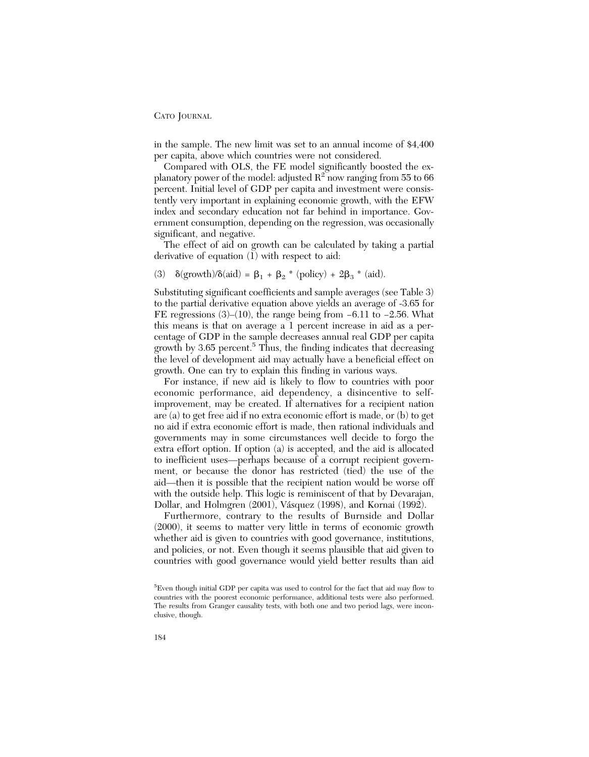in the sample. The new limit was set to an annual income of \$4,400 per capita, above which countries were not considered.

Compared with OLS, the FE model significantly boosted the explanatory power of the model: adjusted $R^2$ now ranging from 55 to 66 percent. Initial level of GDP per capita and investment were consistently very important in explaining economic growth, with the EFW index and secondary education not far behind in importance. Government consumption, depending on the regression, was occasionally significant, and negative.

The effect of aid on growth can be calculated by taking a partial derivative of equation (1) with respect to aid:

$$(3) \quad \delta(\text{growth})/\delta(\text{aid}) = \beta_1 + \beta_2 * (\text{policy}) + 2\beta_3 * (\text{aid}).$$

Substituting significant coefficients and sample averages (see Table 3) to the partial derivative equation above yields an average of -3.65 for FE regressions (3)–(10), the range being from –6.11 to –2.56. What this means is that on average a 1 percent increase in aid as a percentage of GDP in the sample decreases annual real GDP per capita growth by 3.65 percent.[5] Thus, the finding indicates that decreasing the level of development aid may actually have a beneficial effect on growth. One can try to explain this finding in various ways.

For instance, if new aid is likely to flow to countries with poor economic performance, aid dependency, a disincentive to self-improvement, may be created. If alternatives for a recipient nation are (a) to get free aid if no extra economic effort is made, or (b) to get no aid if extra economic effort is made, then rational individuals and governments may in some circumstances well decide to forgo the extra effort option. If option (a) is accepted, and the aid is allocated to inefficient uses—perhaps because of a corrupt recipient government, or because the donor has restricted (tied) the use of the aid—then it is possible that the recipient nation would be worse off with the outside help. This logic is reminiscent of that by Devarajan, Dollar, and Holmgren (2001), Vásquez (1998), and Kornai (1992).

Furthermore, contrary to the results of Burnside and Dollar (2000), it seems to matter very little in terms of economic growth whether aid is given to countries with good governance, institutions, and policies, or not. Even though it seems plausible that aid given to countries with good governance would yield better results than aid

[5]Even though initial GDP per capita was used to control for the fact that aid may flow to countries with the poorest economic performance, additional tests were also performed. The results from Granger causality tests, with both one and two period lags, were inconclusive, though.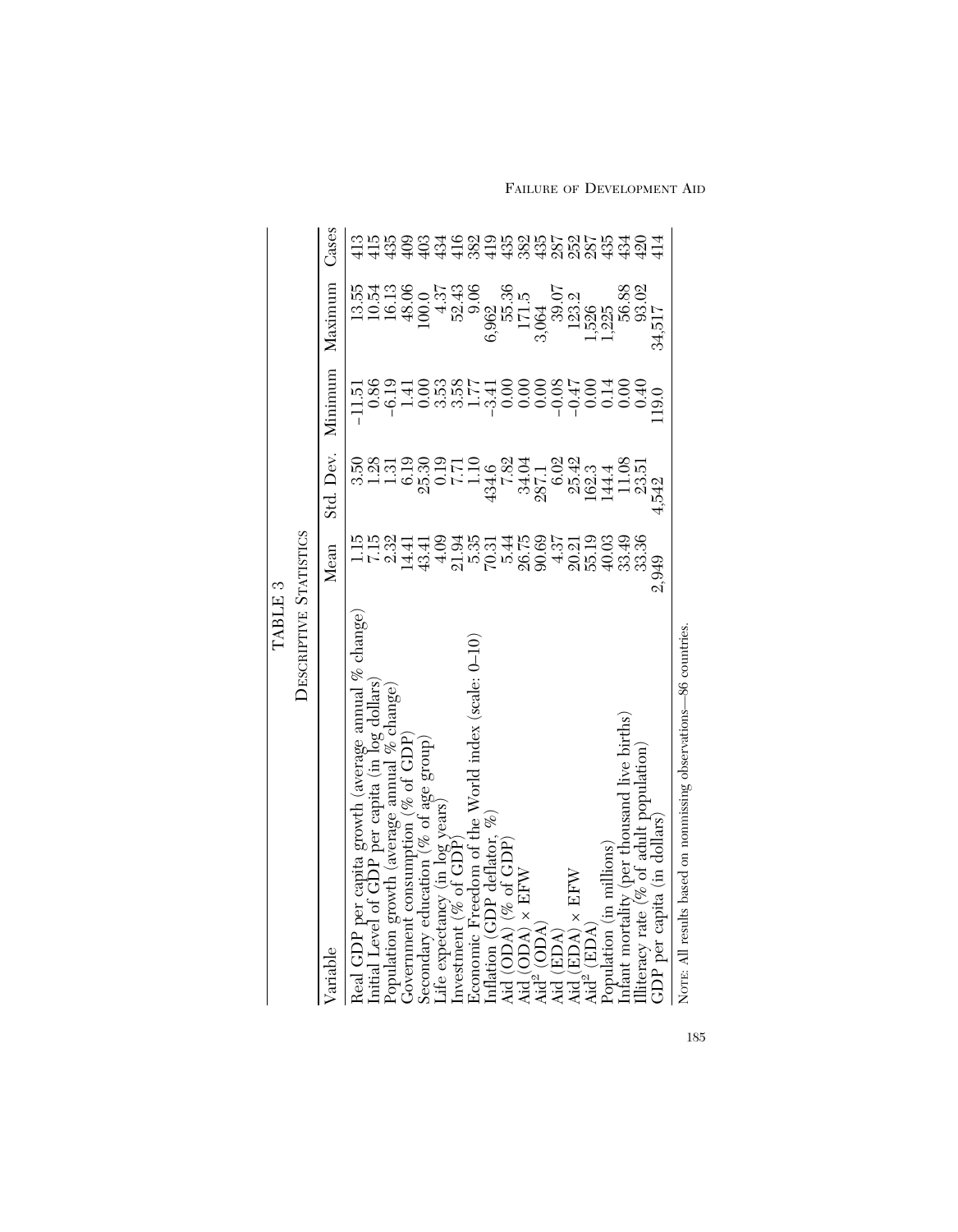TABLE 3

DESCRIPTIVE STATISTICS

| Variable | Mean | Std. Dev. | Minimum | Maximum | Cases |
|---|---|---|---|---|---|
| Real GDP per capita growth (average annual % change) | 1.15 | 3.50 | −11.51 | 13.55 | 413 |
| Initial Level of GDP per capita (in log dollars) | 7.15 | 1.28 | 0.86 | 10.54 | 415 |
| Population growth (average annual % change) | 2.32 | 1.31 | −6.19 | 16.13 | 435 |
| Government consumption (% of GDP) | 14.41 | 6.19 | 1.41 | 48.06 | 409 |
| Secondary education (% of age group) | 43.41 | 25.30 | 0.00 | 100.0 | 403 |
| Life expectancy (in log years) | 4.09 | 0.19 | 3.53 | 4.37 | 434 |
| Investment (% of GDP) | 21.94 | 7.71 | 3.58 | 52.43 | 416 |
| Economic Freedom of the World index (scale: 0–10) | 5.35 | 1.10 | 1.77 | 9.06 | 382 |
| Inflation (GDP deflator, %) | 70.31 | 434.6 | −3.41 | 6,962 | 419 |
| Aid (ODA) (% of GDP) | 5.44 | 7.82 | 0.00 | 55.36 | 435 |
| Aid (ODA) × EFW | 26.75 | 34.04 | 0.00 | 171.5 | 382 |
| $\text{Aid}^2$ (ODA) | 90.69 | 287.1 | 0.00 | 3,064 | 435 |
| Aid (EDA) | 4.37 | 6.02 | −0.08 | 39.07 | 287 |
| Aid (EDA) × EFW | 20.21 | 25.42 | −0.47 | 123.2 | 252 |
| $\text{Aid}^2$ (EDA) | 55.19 | 162.3 | 0.00 | 1,526 | 287 |
| Population (in millions) | 40.03 | 144.4 | 0.14 | 1,225 | 435 |
| Infant mortality (per thousand live births) | 33.49 | 11.08 | 0.00 | 56.88 | 434 |
| Illiteracy rate (% of adult population) | 33.36 | 23.51 | 0.40 | 93.02 | 420 |
| GDP per capita (in dollars) | 2,949 | 4,542 | 119.0 | 34,517 | 414 |

NOTE: All results based on nonmissing observations—86 countries.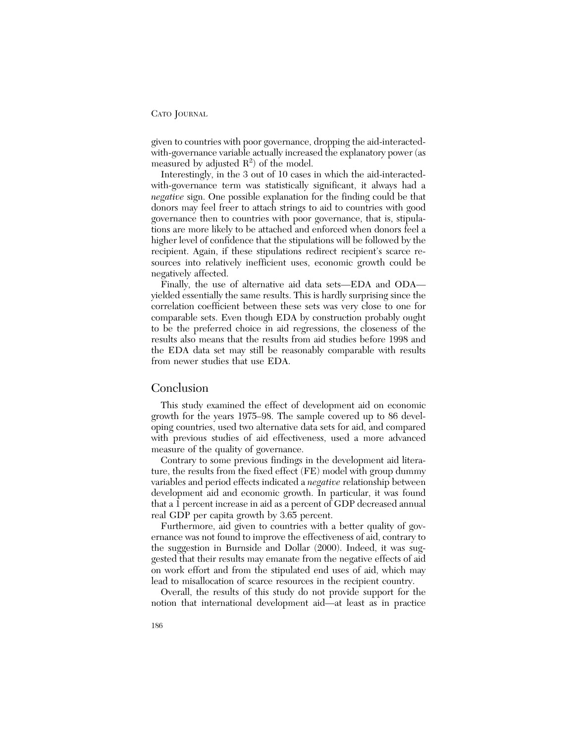given to countries with poor governance, dropping the aid-interacted-with-governance variable actually increased the explanatory power (as measured by adjusted $R^2$) of the model.

Interestingly, in the 3 out of 10 cases in which the aid-interacted-with-governance term was statistically significant, it always had a *negative* sign. One possible explanation for the finding could be that donors may feel freer to attach strings to aid to countries with good governance then to countries with poor governance, that is, stipulations are more likely to be attached and enforced when donors feel a higher level of confidence that the stipulations will be followed by the recipient. Again, if these stipulations redirect recipient's scarce resources into relatively inefficient uses, economic growth could be negatively affected.

Finally, the use of alternative aid data sets—EDA and ODA—yielded essentially the same results. This is hardly surprising since the correlation coefficient between these sets was very close to one for comparable sets. Even though EDA by construction probably ought to be the preferred choice in aid regressions, the closeness of the results also means that the results from aid studies before 1998 and the EDA data set may still be reasonably comparable with results from newer studies that use EDA.

## Conclusion

This study examined the effect of development aid on economic growth for the years 1975–98. The sample covered up to 86 developing countries, used two alternative data sets for aid, and compared with previous studies of aid effectiveness, used a more advanced measure of the quality of governance.

Contrary to some previous findings in the development aid literature, the results from the fixed effect (FE) model with group dummy variables and period effects indicated a *negative* relationship between development aid and economic growth. In particular, it was found that a 1 percent increase in aid as a percent of GDP decreased annual real GDP per capita growth by 3.65 percent.

Furthermore, aid given to countries with a better quality of governance was not found to improve the effectiveness of aid, contrary to the suggestion in Burnside and Dollar (2000). Indeed, it was suggested that their results may emanate from the negative effects of aid on work effort and from the stipulated end uses of aid, which may lead to misallocation of scarce resources in the recipient country.

Overall, the results of this study do not provide support for the notion that international development aid—at least as in practice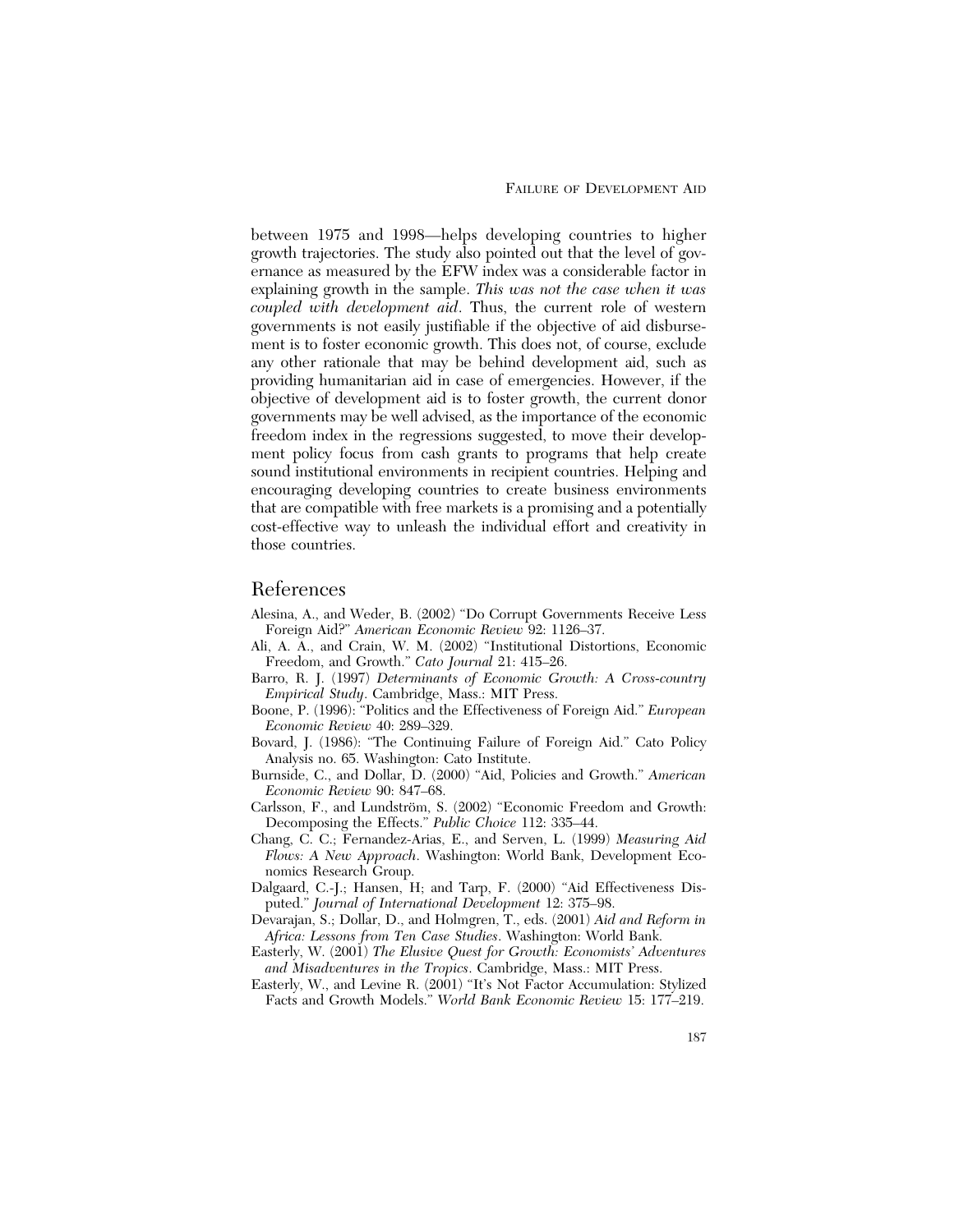between 1975 and 1998—helps developing countries to higher growth trajectories. The study also pointed out that the level of governance as measured by the EFW index was a considerable factor in explaining growth in the sample. *This was not the case when it was coupled with development aid*. Thus, the current role of western governments is not easily justifiable if the objective of aid disbursement is to foster economic growth. This does not, of course, exclude any other rationale that may be behind development aid, such as providing humanitarian aid in case of emergencies. However, if the objective of development aid is to foster growth, the current donor governments may be well advised, as the importance of the economic freedom index in the regressions suggested, to move their development policy focus from cash grants to programs that help create sound institutional environments in recipient countries. Helping and encouraging developing countries to create business environments that are compatible with free markets is a promising and a potentially cost-effective way to unleash the individual effort and creativity in those countries.

## References

Alesina, A., and Weder, B. (2002) "Do Corrupt Governments Receive Less Foreign Aid?" *American Economic Review* 92: 1126–37.

Ali, A. A., and Crain, W. M. (2002) "Institutional Distortions, Economic Freedom, and Growth." *Cato Journal* 21: 415–26.

Barro, R. J. (1997) *Determinants of Economic Growth: A Cross-country Empirical Study*. Cambridge, Mass.: MIT Press.

Boone, P. (1996): "Politics and the Effectiveness of Foreign Aid." *European Economic Review* 40: 289–329.

Bovard, J. (1986): "The Continuing Failure of Foreign Aid." Cato Policy Analysis no. 65. Washington: Cato Institute.

Burnside, C., and Dollar, D. (2000) "Aid, Policies and Growth." *American Economic Review* 90: 847–68.

Carlsson, F., and Lundström, S. (2002) "Economic Freedom and Growth: Decomposing the Effects." *Public Choice* 112: 335–44.

Chang, C. C.; Fernandez-Arias, E., and Serven, L. (1999) *Measuring Aid Flows: A New Approach*. Washington: World Bank, Development Economics Research Group.

Dalgaard, C.-J.; Hansen, H; and Tarp, F. (2000) "Aid Effectiveness Disputed." *Journal of International Development* 12: 375–98.

Devarajan, S.; Dollar, D., and Holmgren, T., eds. (2001) *Aid and Reform in Africa: Lessons from Ten Case Studies*. Washington: World Bank.

Easterly, W. (2001) *The Elusive Quest for Growth: Economists' Adventures and Misadventures in the Tropics*. Cambridge, Mass.: MIT Press.

Easterly, W., and Levine R. (2001) "It's Not Factor Accumulation: Stylized Facts and Growth Models." *World Bank Economic Review* 15: 177–219.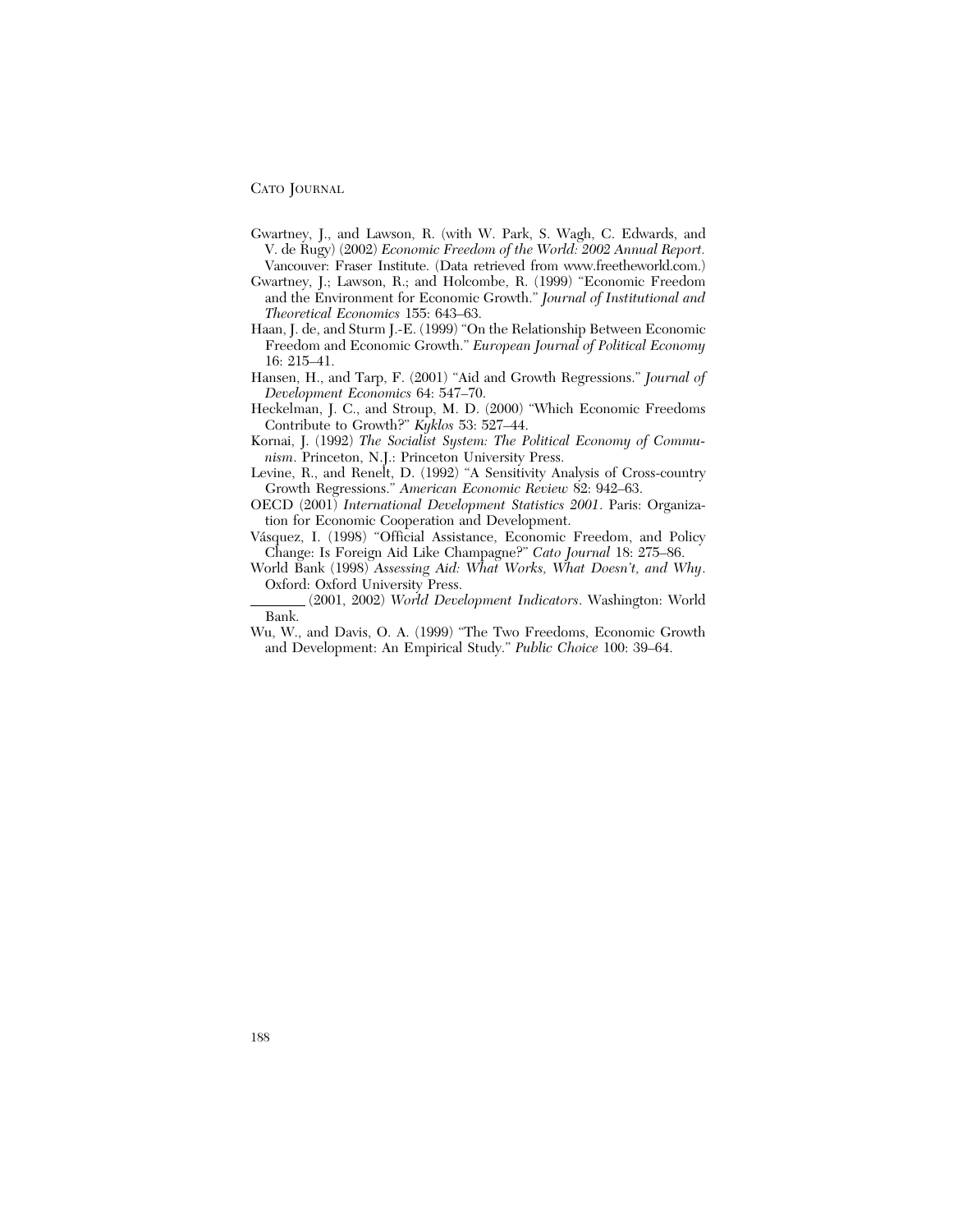Gwartney, J., and Lawson, R. (with W. Park, S. Wagh, C. Edwards, and V. de Rugy) (2002) *Economic Freedom of the World: 2002 Annual Report*. Vancouver: Fraser Institute. (Data retrieved from www.freetheworld.com.)

Gwartney, J.; Lawson, R.; and Holcombe, R. (1999) "Economic Freedom and the Environment for Economic Growth." *Journal of Institutional and Theoretical Economics* 155: 643–63.

Haan, J. de, and Sturm J.-E. (1999) "On the Relationship Between Economic Freedom and Economic Growth." *European Journal of Political Economy* 16: 215–41.

Hansen, H., and Tarp, F. (2001) "Aid and Growth Regressions." *Journal of Development Economics* 64: 547–70.

Heckelman, J. C., and Stroup, M. D. (2000) "Which Economic Freedoms Contribute to Growth?" *Kyklos* 53: 527–44.

Kornai, J. (1992) *The Socialist System: The Political Economy of Communism*. Princeton, N.J.: Princeton University Press.

Levine, R., and Renelt, D. (1992) "A Sensitivity Analysis of Cross-country Growth Regressions." *American Economic Review* 82: 942–63.

OECD (2001) *International Development Statistics 2001*. Paris: Organization for Economic Cooperation and Development.

Vásquez, I. (1998) "Official Assistance, Economic Freedom, and Policy Change: Is Foreign Aid Like Champagne?" *Cato Journal* 18: 275–86.

World Bank (1998) *Assessing Aid: What Works, What Doesn't, and Why*. Oxford: Oxford University Press.

________ (2001, 2002) *World Development Indicators*. Washington: World Bank.

Wu, W., and Davis, O. A. (1999) "The Two Freedoms, Economic Growth and Development: An Empirical Study." *Public Choice* 100: 39–64.